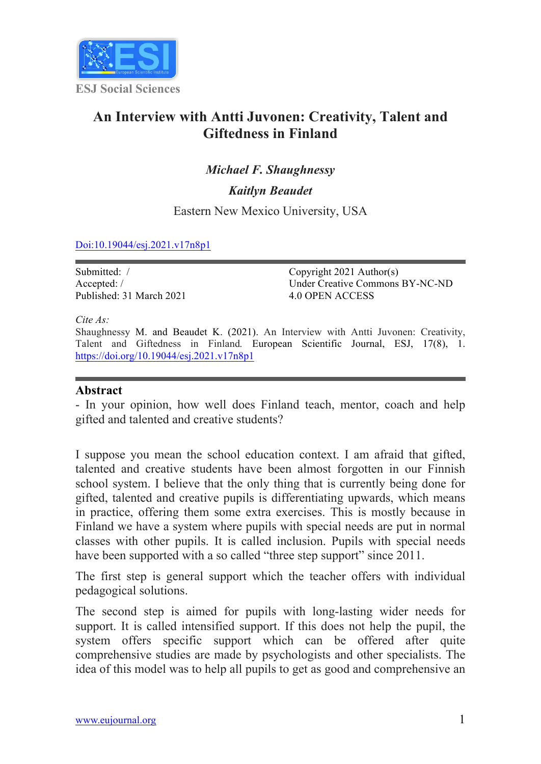ESJ Social Sciences

# An Interview with Antti Juvonen: Creativity, Talent and Giftedness in Finland

*Michael F. Shaughnessy*

*Kaitlyn Beaudet*

Eastern New Mexico University, USA

Doi:10.19044/esj.2021.v17n8p1

| | |
|---|---|
| Submitted: / | Copyright 2021 Author(s) |
| Accepted: / | Under Creative Commons BY-NC-ND |
| Published: 31 March 2021 | 4.0 OPEN ACCESS |

*Cite As:*

Shaughnessy M. and Beaudet K. (2021). An Interview with Antti Juvonen: Creativity, Talent and Giftedness in Finland. European Scientific Journal, ESJ, 17(8), 1. https://doi.org/10.19044/esj.2021.v17n8p1

## Abstract

- In your opinion, how well does Finland teach, mentor, coach and help gifted and talented and creative students?

I suppose you mean the school education context. I am afraid that gifted, talented and creative students have been almost forgotten in our Finnish school system. I believe that the only thing that is currently being done for gifted, talented and creative pupils is differentiating upwards, which means in practice, offering them some extra exercises. This is mostly because in Finland we have a system where pupils with special needs are put in normal classes with other pupils. It is called inclusion. Pupils with special needs have been supported with a so called "three step support" since 2011.

The first step is general support which the teacher offers with individual pedagogical solutions.

The second step is aimed for pupils with long-lasting wider needs for support. It is called intensified support. If this does not help the pupil, the system offers specific support which can be offered after quite comprehensive studies are made by psychologists and other specialists. The idea of this model was to help all pupils to get as good and comprehensive an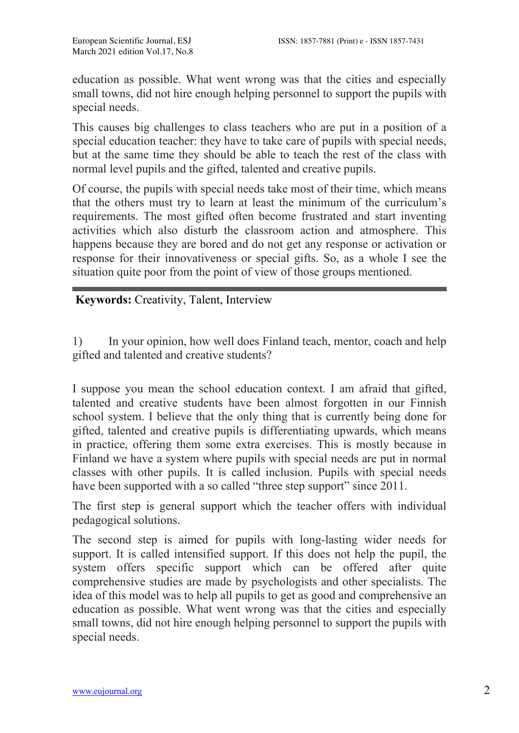education as possible. What went wrong was that the cities and especially small towns, did not hire enough helping personnel to support the pupils with special needs.

This causes big challenges to class teachers who are put in a position of a special education teacher: they have to take care of pupils with special needs, but at the same time they should be able to teach the rest of the class with normal level pupils and the gifted, talented and creative pupils.

Of course, the pupils with special needs take most of their time, which means that the others must try to learn at least the minimum of the curriculum's requirements. The most gifted often become frustrated and start inventing activities which also disturb the classroom action and atmosphere. This happens because they are bored and do not get any response or activation or response for their innovativeness or special gifts. So, as a whole I see the situation quite poor from the point of view of those groups mentioned.

---

**Keywords:** Creativity, Talent, Interview

1) In your opinion, how well does Finland teach, mentor, coach and help gifted and talented and creative students?

I suppose you mean the school education context. I am afraid that gifted, talented and creative students have been almost forgotten in our Finnish school system. I believe that the only thing that is currently being done for gifted, talented and creative pupils is differentiating upwards, which means in practice, offering them some extra exercises. This is mostly because in Finland we have a system where pupils with special needs are put in normal classes with other pupils. It is called inclusion. Pupils with special needs have been supported with a so called "three step support" since 2011.

The first step is general support which the teacher offers with individual pedagogical solutions.

The second step is aimed for pupils with long-lasting wider needs for support. It is called intensified support. If this does not help the pupil, the system offers specific support which can be offered after quite comprehensive studies are made by psychologists and other specialists. The idea of this model was to help all pupils to get as good and comprehensive an education as possible. What went wrong was that the cities and especially small towns, did not hire enough helping personnel to support the pupils with special needs.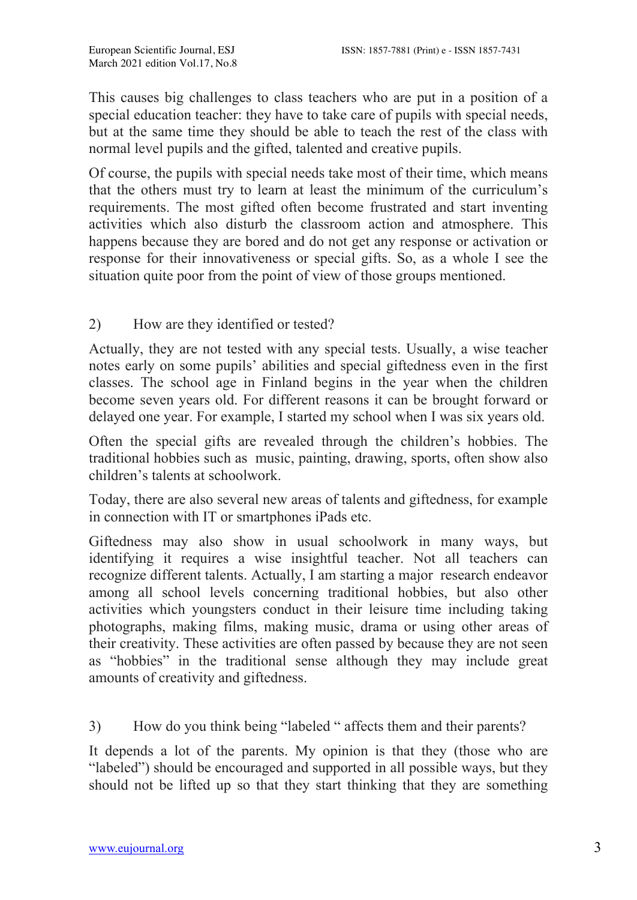This causes big challenges to class teachers who are put in a position of a special education teacher: they have to take care of pupils with special needs, but at the same time they should be able to teach the rest of the class with normal level pupils and the gifted, talented and creative pupils.

Of course, the pupils with special needs take most of their time, which means that the others must try to learn at least the minimum of the curriculum's requirements. The most gifted often become frustrated and start inventing activities which also disturb the classroom action and atmosphere. This happens because they are bored and do not get any response or activation or response for their innovativeness or special gifts. So, as a whole I see the situation quite poor from the point of view of those groups mentioned.

2) How are they identified or tested?

Actually, they are not tested with any special tests. Usually, a wise teacher notes early on some pupils' abilities and special giftedness even in the first classes. The school age in Finland begins in the year when the children become seven years old. For different reasons it can be brought forward or delayed one year. For example, I started my school when I was six years old.

Often the special gifts are revealed through the children's hobbies. The traditional hobbies such as music, painting, drawing, sports, often show also children's talents at schoolwork.

Today, there are also several new areas of talents and giftedness, for example in connection with IT or smartphones iPads etc.

Giftedness may also show in usual schoolwork in many ways, but identifying it requires a wise insightful teacher. Not all teachers can recognize different talents. Actually, I am starting a major research endeavor among all school levels concerning traditional hobbies, but also other activities which youngsters conduct in their leisure time including taking photographs, making films, making music, drama or using other areas of their creativity. These activities are often passed by because they are not seen as "hobbies" in the traditional sense although they may include great amounts of creativity and giftedness.

3) How do you think being "labeled " affects them and their parents?

It depends a lot of the parents. My opinion is that they (those who are "labeled") should be encouraged and supported in all possible ways, but they should not be lifted up so that they start thinking that they are something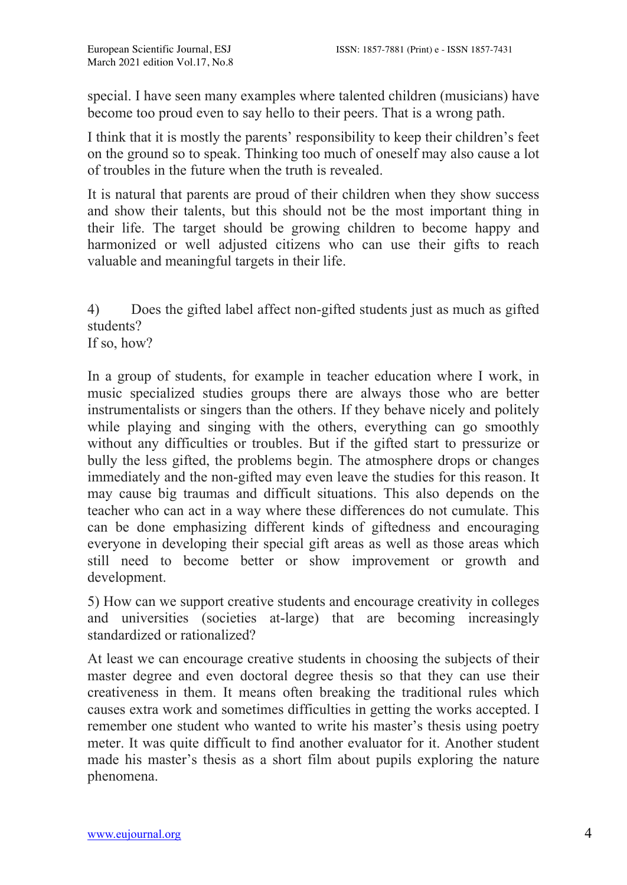special. I have seen many examples where talented children (musicians) have become too proud even to say hello to their peers. That is a wrong path.

I think that it is mostly the parents' responsibility to keep their children's feet on the ground so to speak. Thinking too much of oneself may also cause a lot of troubles in the future when the truth is revealed.

It is natural that parents are proud of their children when they show success and show their talents, but this should not be the most important thing in their life. The target should be growing children to become happy and harmonized or well adjusted citizens who can use their gifts to reach valuable and meaningful targets in their life.

4) Does the gifted label affect non-gifted students just as much as gifted students?
If so, how?

In a group of students, for example in teacher education where I work, in music specialized studies groups there are always those who are better instrumentalists or singers than the others. If they behave nicely and politely while playing and singing with the others, everything can go smoothly without any difficulties or troubles. But if the gifted start to pressurize or bully the less gifted, the problems begin. The atmosphere drops or changes immediately and the non-gifted may even leave the studies for this reason. It may cause big traumas and difficult situations. This also depends on the teacher who can act in a way where these differences do not cumulate. This can be done emphasizing different kinds of giftedness and encouraging everyone in developing their special gift areas as well as those areas which still need to become better or show improvement or growth and development.

5) How can we support creative students and encourage creativity in colleges and universities (societies at-large) that are becoming increasingly standardized or rationalized?

At least we can encourage creative students in choosing the subjects of their master degree and even doctoral degree thesis so that they can use their creativeness in them. It means often breaking the traditional rules which causes extra work and sometimes difficulties in getting the works accepted. I remember one student who wanted to write his master's thesis using poetry meter. It was quite difficult to find another evaluator for it. Another student made his master's thesis as a short film about pupils exploring the nature phenomena.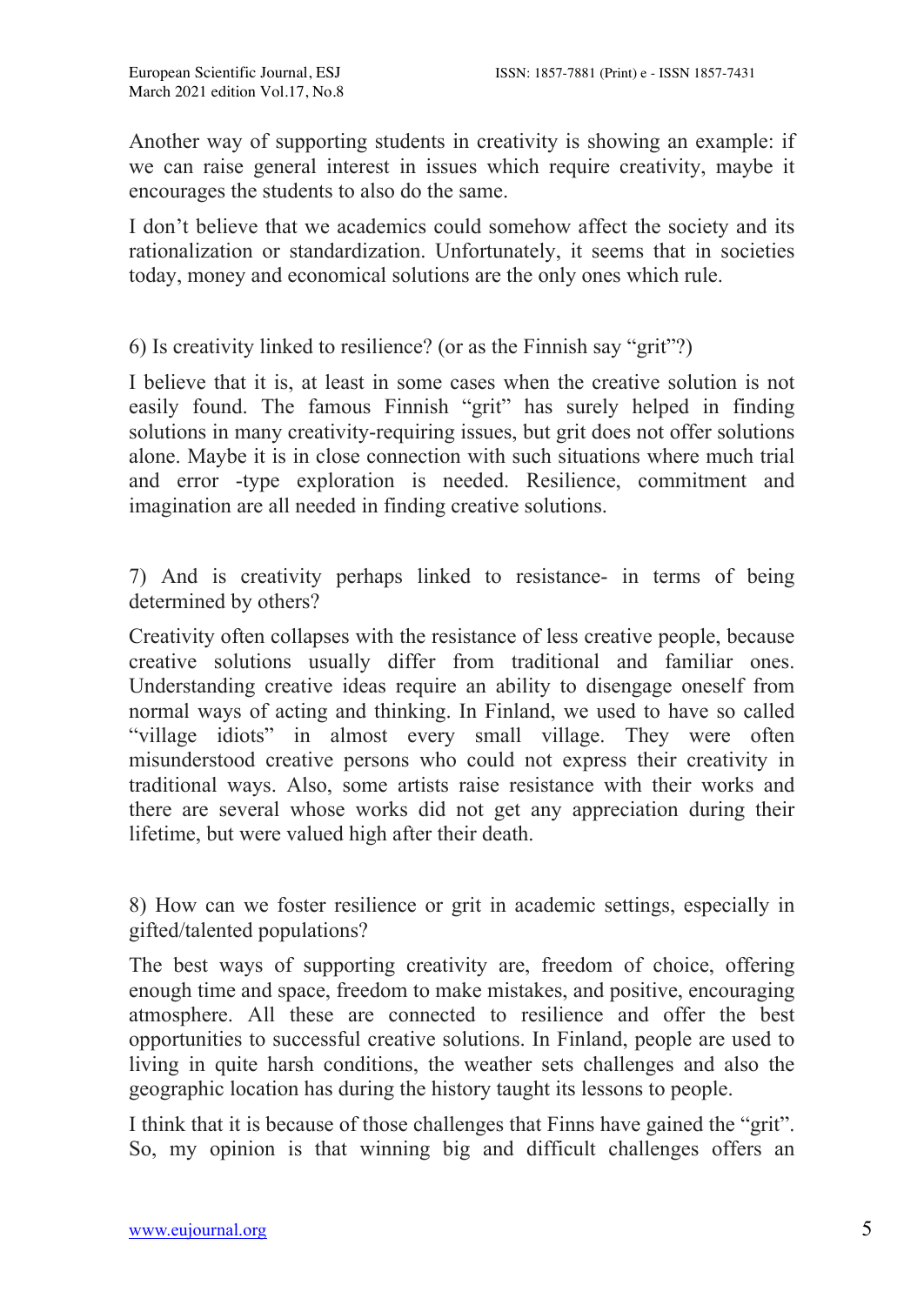Another way of supporting students in creativity is showing an example: if we can raise general interest in issues which require creativity, maybe it encourages the students to also do the same.

I don't believe that we academics could somehow affect the society and its rationalization or standardization. Unfortunately, it seems that in societies today, money and economical solutions are the only ones which rule.

6) Is creativity linked to resilience? (or as the Finnish say "grit"?)

I believe that it is, at least in some cases when the creative solution is not easily found. The famous Finnish "grit" has surely helped in finding solutions in many creativity-requiring issues, but grit does not offer solutions alone. Maybe it is in close connection with such situations where much trial and error -type exploration is needed. Resilience, commitment and imagination are all needed in finding creative solutions.

7) And is creativity perhaps linked to resistance- in terms of being determined by others?

Creativity often collapses with the resistance of less creative people, because creative solutions usually differ from traditional and familiar ones. Understanding creative ideas require an ability to disengage oneself from normal ways of acting and thinking. In Finland, we used to have so called "village idiots" in almost every small village. They were often misunderstood creative persons who could not express their creativity in traditional ways. Also, some artists raise resistance with their works and there are several whose works did not get any appreciation during their lifetime, but were valued high after their death.

8) How can we foster resilience or grit in academic settings, especially in gifted/talented populations?

The best ways of supporting creativity are, freedom of choice, offering enough time and space, freedom to make mistakes, and positive, encouraging atmosphere. All these are connected to resilience and offer the best opportunities to successful creative solutions. In Finland, people are used to living in quite harsh conditions, the weather sets challenges and also the geographic location has during the history taught its lessons to people.

I think that it is because of those challenges that Finns have gained the "grit". So, my opinion is that winning big and difficult challenges offers an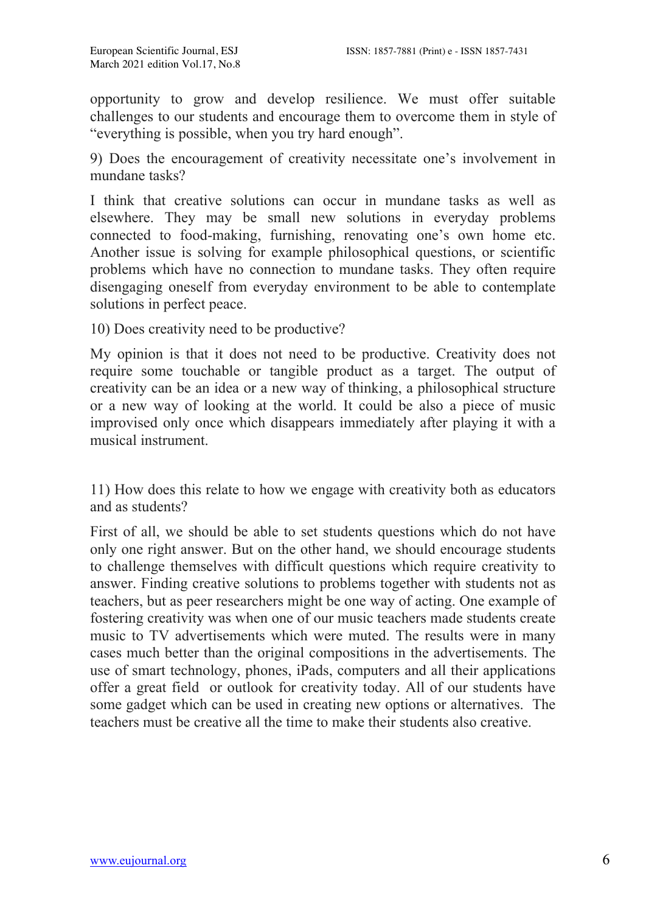opportunity to grow and develop resilience. We must offer suitable challenges to our students and encourage them to overcome them in style of "everything is possible, when you try hard enough".

9) Does the encouragement of creativity necessitate one's involvement in mundane tasks?

I think that creative solutions can occur in mundane tasks as well as elsewhere. They may be small new solutions in everyday problems connected to food-making, furnishing, renovating one's own home etc. Another issue is solving for example philosophical questions, or scientific problems which have no connection to mundane tasks. They often require disengaging oneself from everyday environment to be able to contemplate solutions in perfect peace.

10) Does creativity need to be productive?

My opinion is that it does not need to be productive. Creativity does not require some touchable or tangible product as a target. The output of creativity can be an idea or a new way of thinking, a philosophical structure or a new way of looking at the world. It could be also a piece of music improvised only once which disappears immediately after playing it with a musical instrument.

11) How does this relate to how we engage with creativity both as educators and as students?

First of all, we should be able to set students questions which do not have only one right answer. But on the other hand, we should encourage students to challenge themselves with difficult questions which require creativity to answer. Finding creative solutions to problems together with students not as teachers, but as peer researchers might be one way of acting. One example of fostering creativity was when one of our music teachers made students create music to TV advertisements which were muted. The results were in many cases much better than the original compositions in the advertisements. The use of smart technology, phones, iPads, computers and all their applications offer a great field or outlook for creativity today. All of our students have some gadget which can be used in creating new options or alternatives. The teachers must be creative all the time to make their students also creative.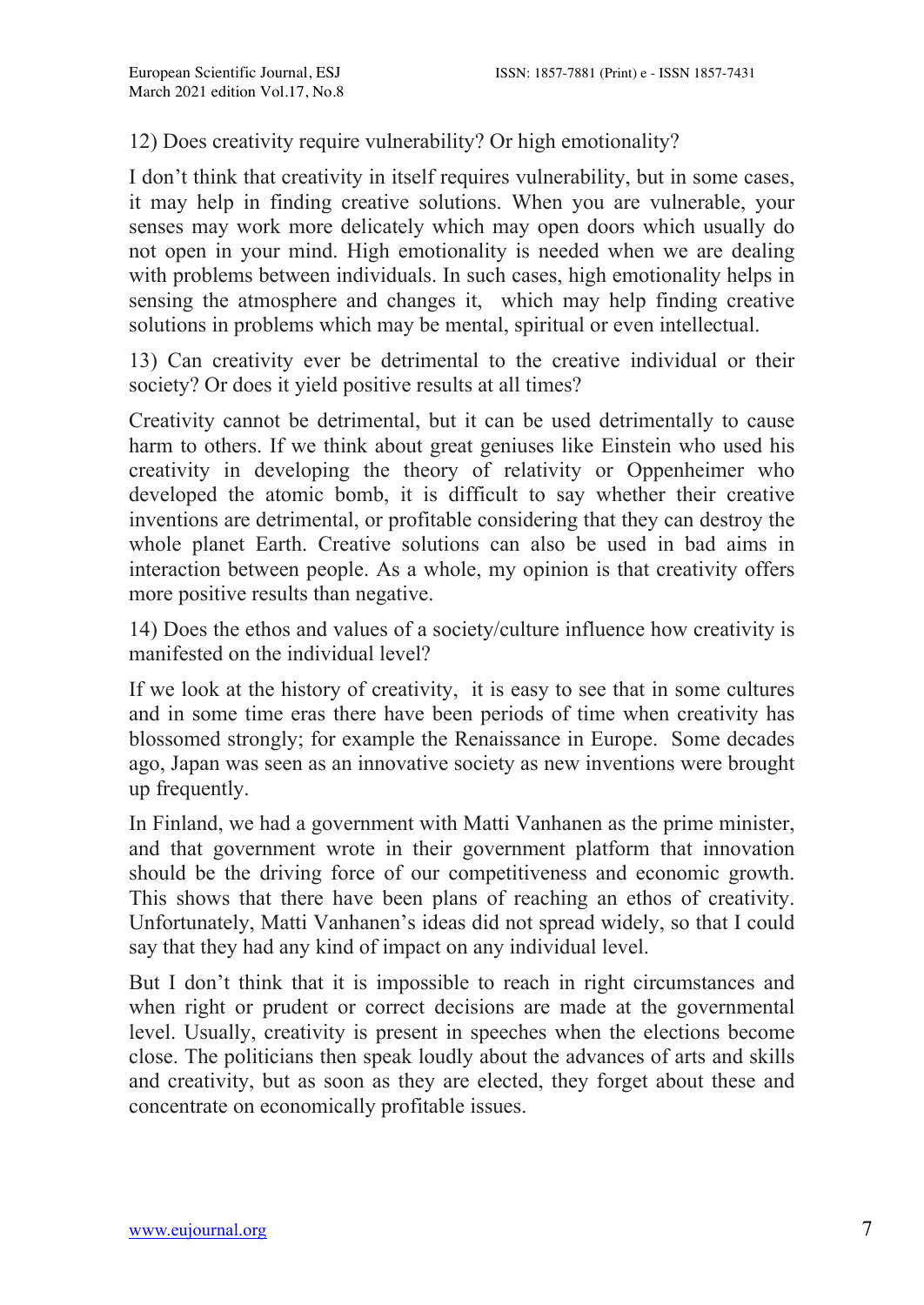12) Does creativity require vulnerability? Or high emotionality?

I don't think that creativity in itself requires vulnerability, but in some cases, it may help in finding creative solutions. When you are vulnerable, your senses may work more delicately which may open doors which usually do not open in your mind. High emotionality is needed when we are dealing with problems between individuals. In such cases, high emotionality helps in sensing the atmosphere and changes it, which may help finding creative solutions in problems which may be mental, spiritual or even intellectual.

13) Can creativity ever be detrimental to the creative individual or their society? Or does it yield positive results at all times?

Creativity cannot be detrimental, but it can be used detrimentally to cause harm to others. If we think about great geniuses like Einstein who used his creativity in developing the theory of relativity or Oppenheimer who developed the atomic bomb, it is difficult to say whether their creative inventions are detrimental, or profitable considering that they can destroy the whole planet Earth. Creative solutions can also be used in bad aims in interaction between people. As a whole, my opinion is that creativity offers more positive results than negative.

14) Does the ethos and values of a society/culture influence how creativity is manifested on the individual level?

If we look at the history of creativity, it is easy to see that in some cultures and in some time eras there have been periods of time when creativity has blossomed strongly; for example the Renaissance in Europe. Some decades ago, Japan was seen as an innovative society as new inventions were brought up frequently.

In Finland, we had a government with Matti Vanhanen as the prime minister, and that government wrote in their government platform that innovation should be the driving force of our competitiveness and economic growth. This shows that there have been plans of reaching an ethos of creativity. Unfortunately, Matti Vanhanen's ideas did not spread widely, so that I could say that they had any kind of impact on any individual level.

But I don't think that it is impossible to reach in right circumstances and when right or prudent or correct decisions are made at the governmental level. Usually, creativity is present in speeches when the elections become close. The politicians then speak loudly about the advances of arts and skills and creativity, but as soon as they are elected, they forget about these and concentrate on economically profitable issues.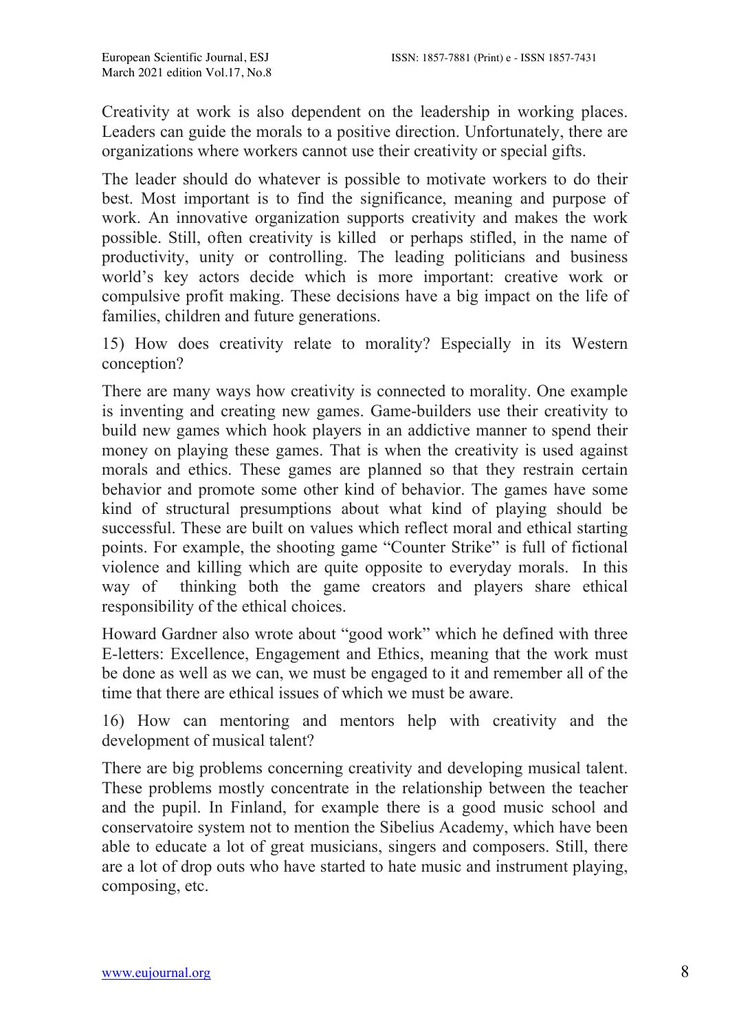Creativity at work is also dependent on the leadership in working places. Leaders can guide the morals to a positive direction. Unfortunately, there are organizations where workers cannot use their creativity or special gifts.

The leader should do whatever is possible to motivate workers to do their best. Most important is to find the significance, meaning and purpose of work. An innovative organization supports creativity and makes the work possible. Still, often creativity is killed  or perhaps stifled, in the name of productivity, unity or controlling. The leading politicians and business world's key actors decide which is more important: creative work or compulsive profit making. These decisions have a big impact on the life of families, children and future generations.

15) How does creativity relate to morality? Especially in its Western conception?

There are many ways how creativity is connected to morality. One example is inventing and creating new games. Game-builders use their creativity to build new games which hook players in an addictive manner to spend their money on playing these games. That is when the creativity is used against morals and ethics. These games are planned so that they restrain certain behavior and promote some other kind of behavior. The games have some kind of structural presumptions about what kind of playing should be successful. These are built on values which reflect moral and ethical starting points. For example, the shooting game "Counter Strike" is full of fictional violence and killing which are quite opposite to everyday morals.  In this way of  thinking both the game creators and players share ethical responsibility of the ethical choices.

Howard Gardner also wrote about "good work" which he defined with three E-letters: Excellence, Engagement and Ethics, meaning that the work must be done as well as we can, we must be engaged to it and remember all of the time that there are ethical issues of which we must be aware.

16) How can mentoring and mentors help with creativity and the development of musical talent?

There are big problems concerning creativity and developing musical talent. These problems mostly concentrate in the relationship between the teacher and the pupil. In Finland, for example there is a good music school and conservatoire system not to mention the Sibelius Academy, which have been able to educate a lot of great musicians, singers and composers. Still, there are a lot of drop outs who have started to hate music and instrument playing, composing, etc.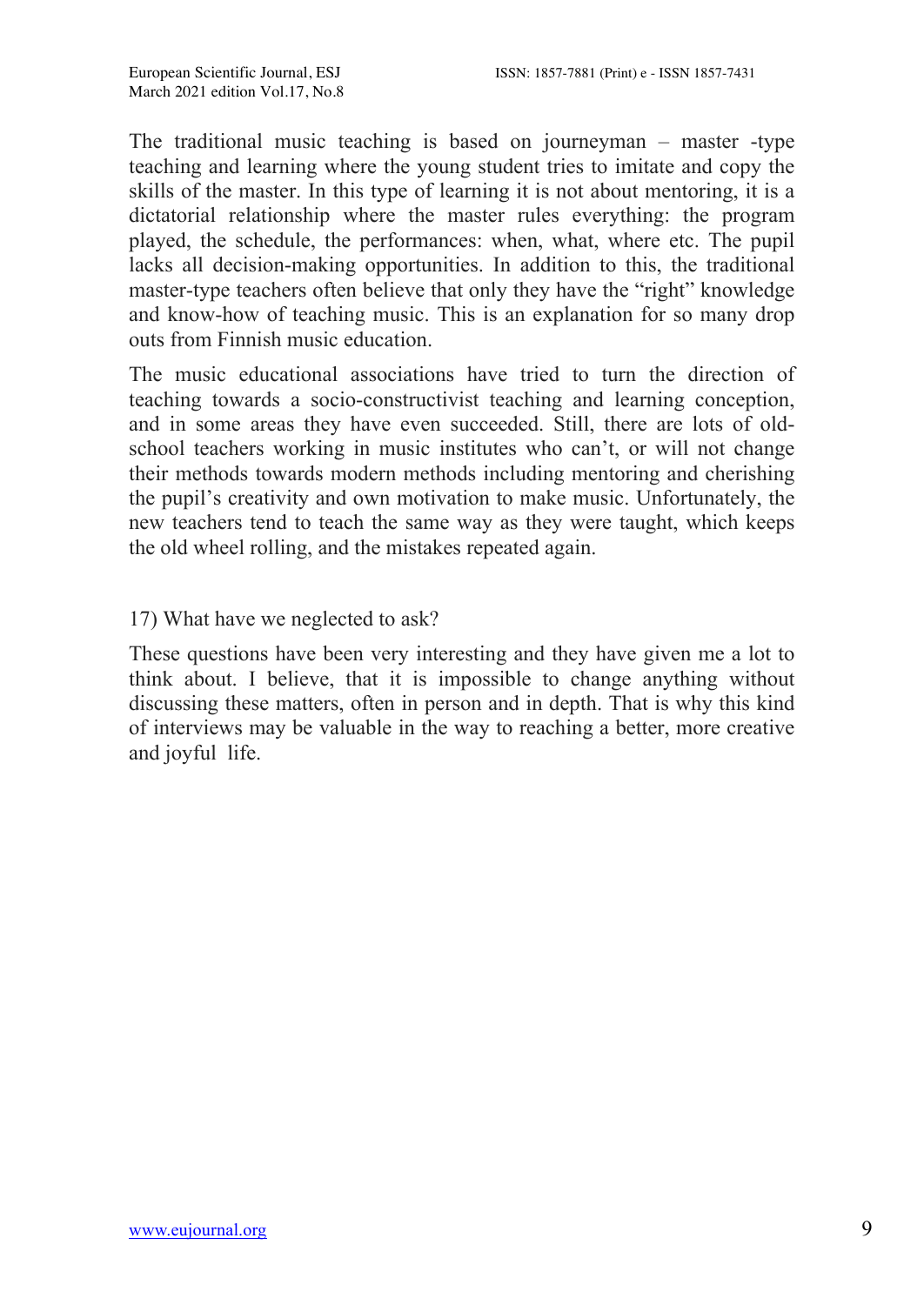The traditional music teaching is based on journeyman – master -type teaching and learning where the young student tries to imitate and copy the skills of the master. In this type of learning it is not about mentoring, it is a dictatorial relationship where the master rules everything: the program played, the schedule, the performances: when, what, where etc. The pupil lacks all decision-making opportunities. In addition to this, the traditional master-type teachers often believe that only they have the "right" knowledge and know-how of teaching music. This is an explanation for so many drop outs from Finnish music education.

The music educational associations have tried to turn the direction of teaching towards a socio-constructivist teaching and learning conception, and in some areas they have even succeeded. Still, there are lots of old-school teachers working in music institutes who can't, or will not change their methods towards modern methods including mentoring and cherishing the pupil's creativity and own motivation to make music. Unfortunately, the new teachers tend to teach the same way as they were taught, which keeps the old wheel rolling, and the mistakes repeated again.

17) What have we neglected to ask?

These questions have been very interesting and they have given me a lot to think about. I believe, that it is impossible to change anything without discussing these matters, often in person and in depth. That is why this kind of interviews may be valuable in the way to reaching a better, more creative and joyful life.